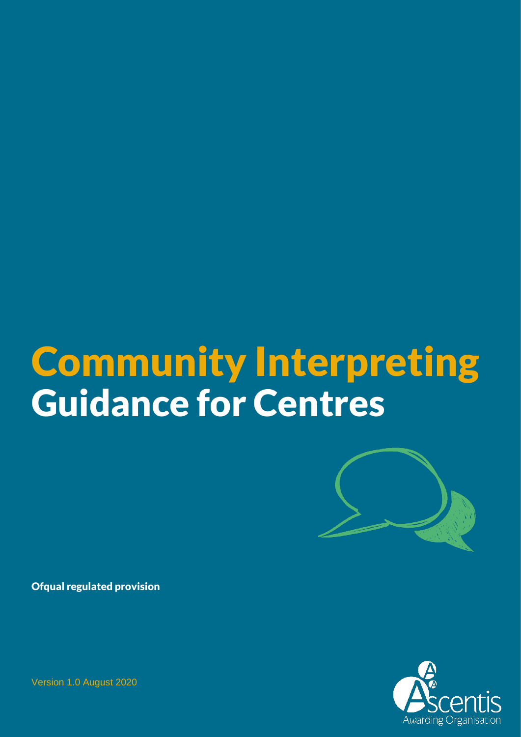# Community Interpreting
# Guidance for Centres

**Ofqual regulated provision**

Version 1.0 August 2020

Ascentis Awarding Organisation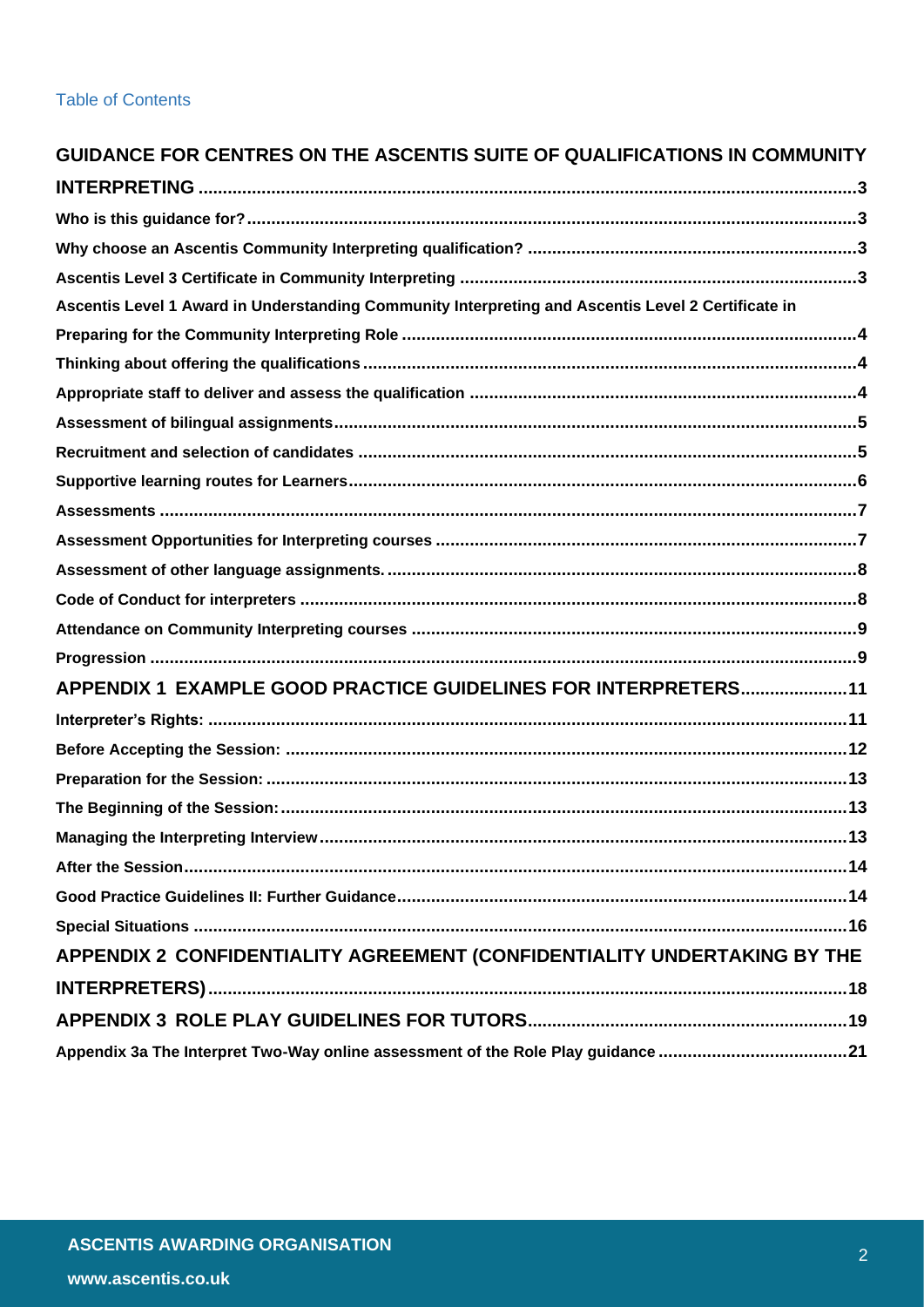Table of Contents

**GUIDANCE FOR CENTRES ON THE ASCENTIS SUITE OF QUALIFICATIONS IN COMMUNITY INTERPRETING** .......... 3

**Who is this guidance for?** .......... 3

**Why choose an Ascentis Community Interpreting qualification?** .......... 3

**Ascentis Level 3 Certificate in Community Interpreting** .......... 3

**Ascentis Level 1 Award in Understanding Community Interpreting and Ascentis Level 2 Certificate in Preparing for the Community Interpreting Role** .......... 4

**Thinking about offering the qualifications** .......... 4

**Appropriate staff to deliver and assess the qualification** .......... 4

**Assessment of bilingual assignments** .......... 5

**Recruitment and selection of candidates** .......... 5

**Supportive learning routes for Learners** .......... 6

**Assessments** .......... 7

**Assessment Opportunities for Interpreting courses** .......... 7

**Assessment of other language assignments.** .......... 8

**Code of Conduct for interpreters** .......... 8

**Attendance on Community Interpreting courses** .......... 9

**Progression** .......... 9

**APPENDIX 1 EXAMPLE GOOD PRACTICE GUIDELINES FOR INTERPRETERS** .......... 11

**Interpreter's Rights:** .......... 11

**Before Accepting the Session:** .......... 12

**Preparation for the Session:** .......... 13

**The Beginning of the Session:** .......... 13

**Managing the Interpreting Interview** .......... 13

**After the Session** .......... 14

**Good Practice Guidelines II: Further Guidance** .......... 14

**Special Situations** .......... 16

**APPENDIX 2 CONFIDENTIALITY AGREEMENT (CONFIDENTIALITY UNDERTAKING BY THE INTERPRETERS)** .......... 18

**APPENDIX 3 ROLE PLAY GUIDELINES FOR TUTORS** .......... 19

**Appendix 3a The Interpret Two-Way online assessment of the Role Play guidance** .......... 21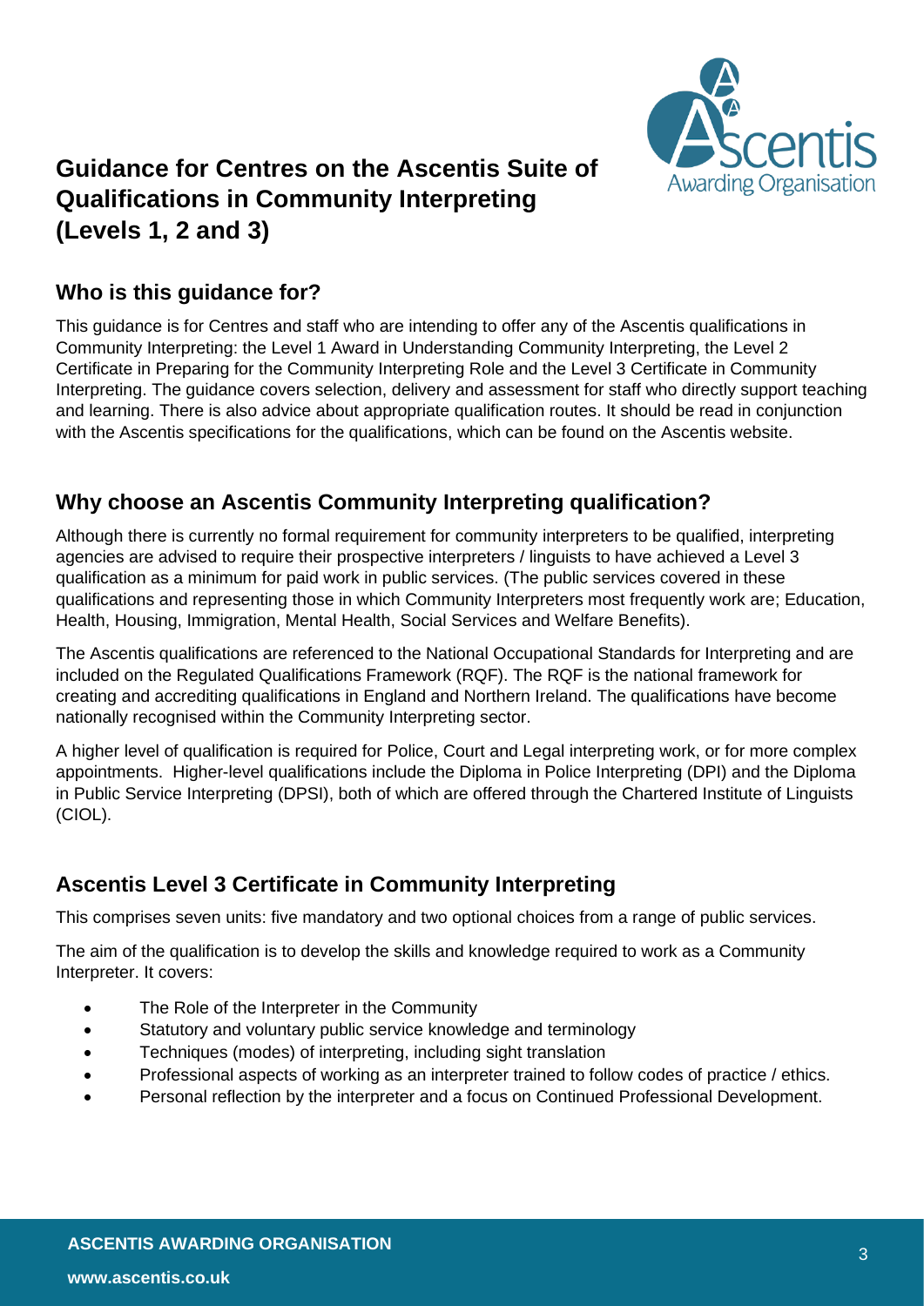# Guidance for Centres on the Ascentis Suite of Qualifications in Community Interpreting (Levels 1, 2 and 3)

## Who is this guidance for?

This guidance is for Centres and staff who are intending to offer any of the Ascentis qualifications in Community Interpreting: the Level 1 Award in Understanding Community Interpreting, the Level 2 Certificate in Preparing for the Community Interpreting Role and the Level 3 Certificate in Community Interpreting. The guidance covers selection, delivery and assessment for staff who directly support teaching and learning. There is also advice about appropriate qualification routes. It should be read in conjunction with the Ascentis specifications for the qualifications, which can be found on the Ascentis website.

## Why choose an Ascentis Community Interpreting qualification?

Although there is currently no formal requirement for community interpreters to be qualified, interpreting agencies are advised to require their prospective interpreters / linguists to have achieved a Level 3 qualification as a minimum for paid work in public services. (The public services covered in these qualifications and representing those in which Community Interpreters most frequently work are; Education, Health, Housing, Immigration, Mental Health, Social Services and Welfare Benefits).

The Ascentis qualifications are referenced to the National Occupational Standards for Interpreting and are included on the Regulated Qualifications Framework (RQF). The RQF is the national framework for creating and accrediting qualifications in England and Northern Ireland. The qualifications have become nationally recognised within the Community Interpreting sector.

A higher level of qualification is required for Police, Court and Legal interpreting work, or for more complex appointments. Higher-level qualifications include the Diploma in Police Interpreting (DPI) and the Diploma in Public Service Interpreting (DPSI), both of which are offered through the Chartered Institute of Linguists (CIOL).

## Ascentis Level 3 Certificate in Community Interpreting

This comprises seven units: five mandatory and two optional choices from a range of public services.

The aim of the qualification is to develop the skills and knowledge required to work as a Community Interpreter. It covers:

- The Role of the Interpreter in the Community
- Statutory and voluntary public service knowledge and terminology
- Techniques (modes) of interpreting, including sight translation
- Professional aspects of working as an interpreter trained to follow codes of practice / ethics.
- Personal reflection by the interpreter and a focus on Continued Professional Development.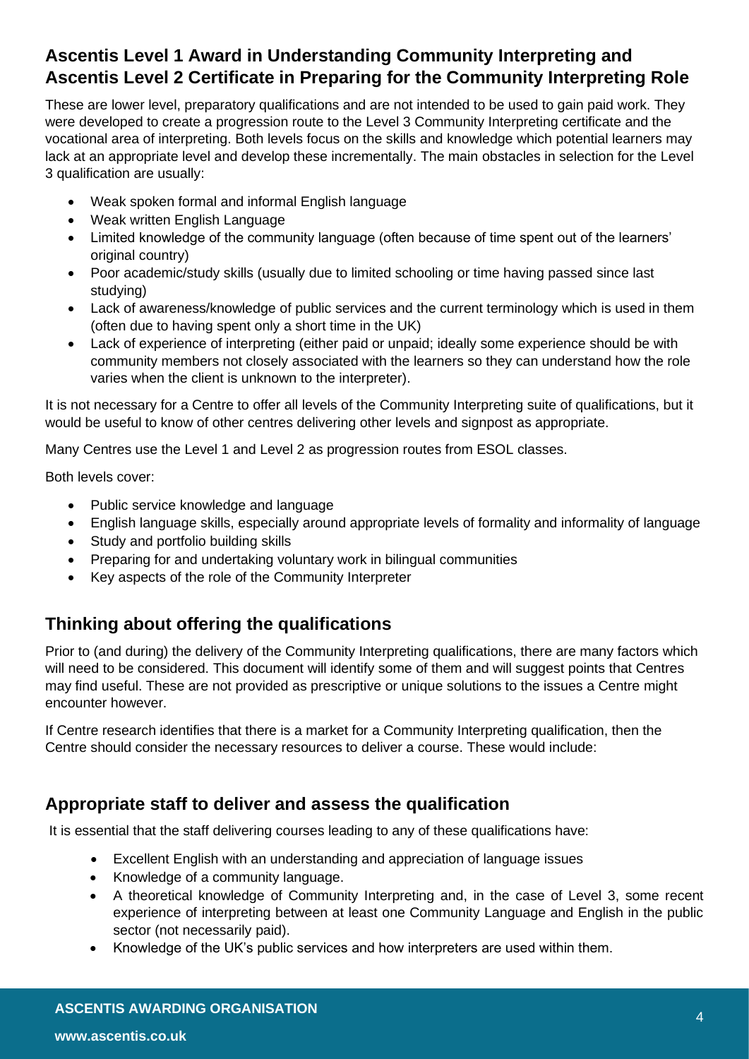## Ascentis Level 1 Award in Understanding Community Interpreting and Ascentis Level 2 Certificate in Preparing for the Community Interpreting Role

These are lower level, preparatory qualifications and are not intended to be used to gain paid work. They were developed to create a progression route to the Level 3 Community Interpreting certificate and the vocational area of interpreting. Both levels focus on the skills and knowledge which potential learners may lack at an appropriate level and develop these incrementally. The main obstacles in selection for the Level 3 qualification are usually:

- Weak spoken formal and informal English language
- Weak written English Language
- Limited knowledge of the community language (often because of time spent out of the learners' original country)
- Poor academic/study skills (usually due to limited schooling or time having passed since last studying)
- Lack of awareness/knowledge of public services and the current terminology which is used in them (often due to having spent only a short time in the UK)
- Lack of experience of interpreting (either paid or unpaid; ideally some experience should be with community members not closely associated with the learners so they can understand how the role varies when the client is unknown to the interpreter).

It is not necessary for a Centre to offer all levels of the Community Interpreting suite of qualifications, but it would be useful to know of other centres delivering other levels and signpost as appropriate.

Many Centres use the Level 1 and Level 2 as progression routes from ESOL classes.

Both levels cover:

- Public service knowledge and language
- English language skills, especially around appropriate levels of formality and informality of language
- Study and portfolio building skills
- Preparing for and undertaking voluntary work in bilingual communities
- Key aspects of the role of the Community Interpreter

## Thinking about offering the qualifications

Prior to (and during) the delivery of the Community Interpreting qualifications, there are many factors which will need to be considered. This document will identify some of them and will suggest points that Centres may find useful. These are not provided as prescriptive or unique solutions to the issues a Centre might encounter however.

If Centre research identifies that there is a market for a Community Interpreting qualification, then the Centre should consider the necessary resources to deliver a course. These would include:

## Appropriate staff to deliver and assess the qualification

It is essential that the staff delivering courses leading to any of these qualifications have:

- Excellent English with an understanding and appreciation of language issues
- Knowledge of a community language.
- A theoretical knowledge of Community Interpreting and, in the case of Level 3, some recent experience of interpreting between at least one Community Language and English in the public sector (not necessarily paid).
- Knowledge of the UK's public services and how interpreters are used within them.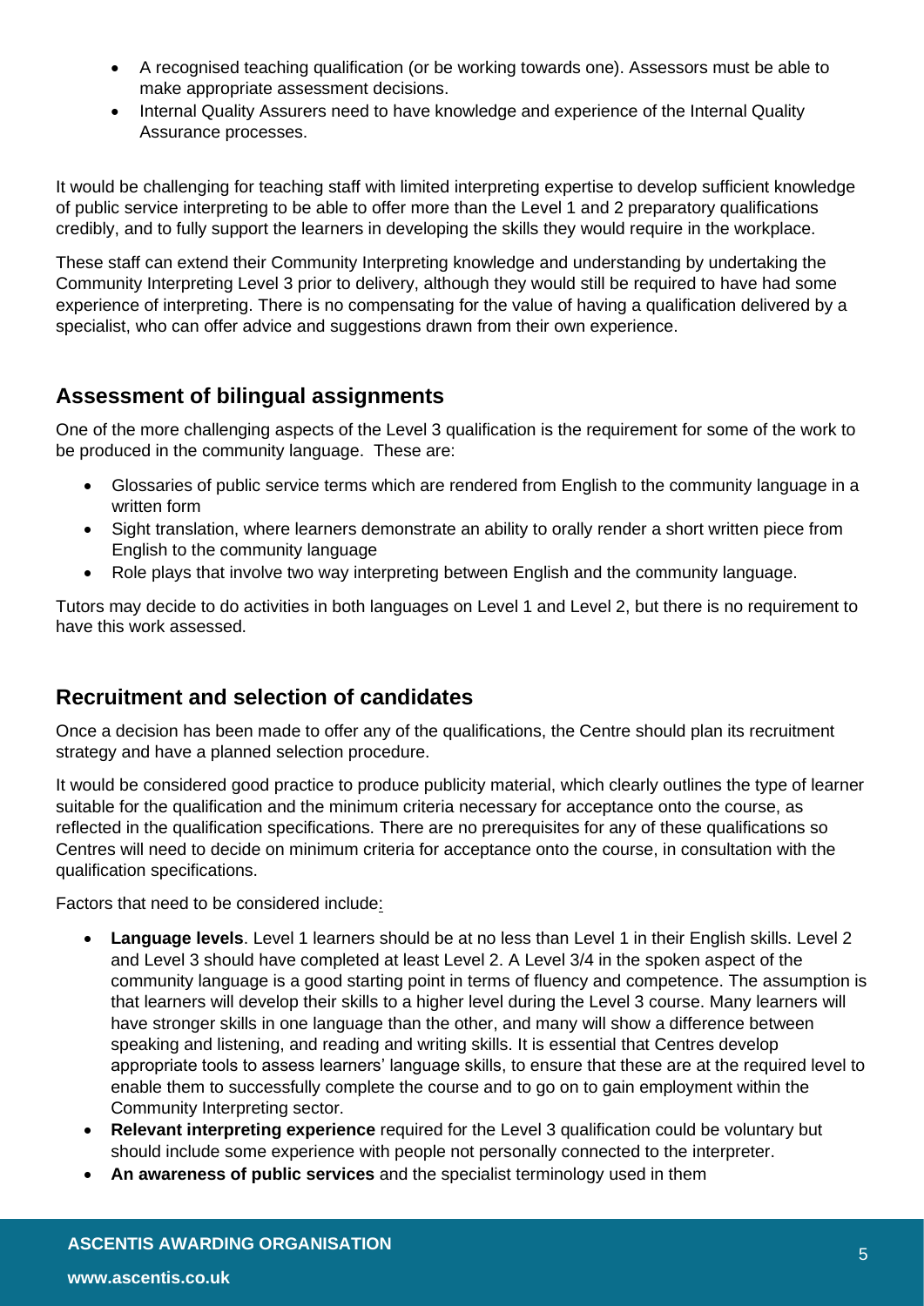- A recognised teaching qualification (or be working towards one). Assessors must be able to make appropriate assessment decisions.
- Internal Quality Assurers need to have knowledge and experience of the Internal Quality Assurance processes.

It would be challenging for teaching staff with limited interpreting expertise to develop sufficient knowledge of public service interpreting to be able to offer more than the Level 1 and 2 preparatory qualifications credibly, and to fully support the learners in developing the skills they would require in the workplace.

These staff can extend their Community Interpreting knowledge and understanding by undertaking the Community Interpreting Level 3 prior to delivery, although they would still be required to have had some experience of interpreting. There is no compensating for the value of having a qualification delivered by a specialist, who can offer advice and suggestions drawn from their own experience.

## Assessment of bilingual assignments

One of the more challenging aspects of the Level 3 qualification is the requirement for some of the work to be produced in the community language. These are:

- Glossaries of public service terms which are rendered from English to the community language in a written form
- Sight translation, where learners demonstrate an ability to orally render a short written piece from English to the community language
- Role plays that involve two way interpreting between English and the community language.

Tutors may decide to do activities in both languages on Level 1 and Level 2, but there is no requirement to have this work assessed.

## Recruitment and selection of candidates

Once a decision has been made to offer any of the qualifications, the Centre should plan its recruitment strategy and have a planned selection procedure.

It would be considered good practice to produce publicity material, which clearly outlines the type of learner suitable for the qualification and the minimum criteria necessary for acceptance onto the course, as reflected in the qualification specifications. There are no prerequisites for any of these qualifications so Centres will need to decide on minimum criteria for acceptance onto the course, in consultation with the qualification specifications.

Factors that need to be considered include:

- **Language levels**. Level 1 learners should be at no less than Level 1 in their English skills. Level 2 and Level 3 should have completed at least Level 2. A Level 3/4 in the spoken aspect of the community language is a good starting point in terms of fluency and competence. The assumption is that learners will develop their skills to a higher level during the Level 3 course. Many learners will have stronger skills in one language than the other, and many will show a difference between speaking and listening, and reading and writing skills. It is essential that Centres develop appropriate tools to assess learners' language skills, to ensure that these are at the required level to enable them to successfully complete the course and to go on to gain employment within the Community Interpreting sector.
- **Relevant interpreting experience** required for the Level 3 qualification could be voluntary but should include some experience with people not personally connected to the interpreter.
- **An awareness of public services** and the specialist terminology used in them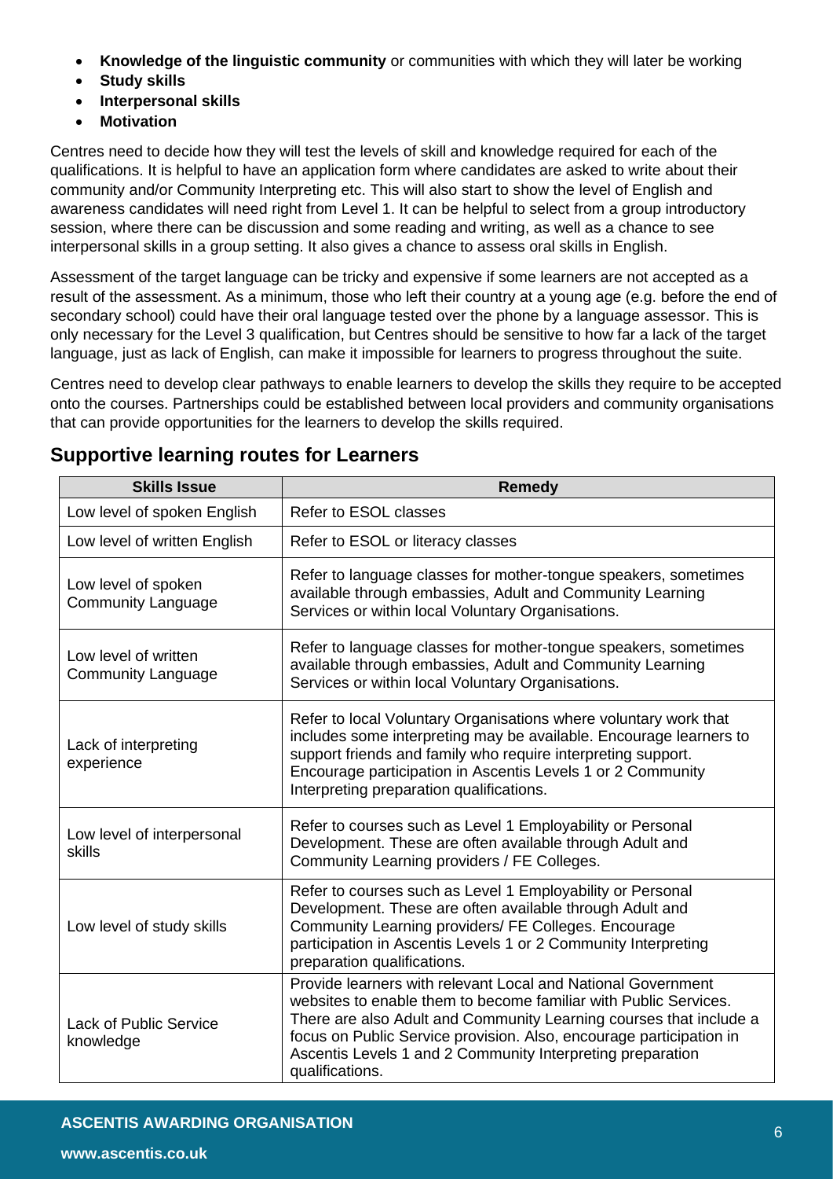- **Knowledge of the linguistic community** or communities with which they will later be working
- **Study skills**
- **Interpersonal skills**
- **Motivation**

Centres need to decide how they will test the levels of skill and knowledge required for each of the qualifications. It is helpful to have an application form where candidates are asked to write about their community and/or Community Interpreting etc. This will also start to show the level of English and awareness candidates will need right from Level 1. It can be helpful to select from a group introductory session, where there can be discussion and some reading and writing, as well as a chance to see interpersonal skills in a group setting. It also gives a chance to assess oral skills in English.

Assessment of the target language can be tricky and expensive if some learners are not accepted as a result of the assessment. As a minimum, those who left their country at a young age (e.g. before the end of secondary school) could have their oral language tested over the phone by a language assessor. This is only necessary for the Level 3 qualification, but Centres should be sensitive to how far a lack of the target language, just as lack of English, can make it impossible for learners to progress throughout the suite.

Centres need to develop clear pathways to enable learners to develop the skills they require to be accepted onto the courses. Partnerships could be established between local providers and community organisations that can provide opportunities for the learners to develop the skills required.

## Supportive learning routes for Learners

| Skills Issue | Remedy |
|---|---|
| Low level of spoken English | Refer to ESOL classes |
| Low level of written English | Refer to ESOL or literacy classes |
| Low level of spoken Community Language | Refer to language classes for mother-tongue speakers, sometimes available through embassies, Adult and Community Learning Services or within local Voluntary Organisations. |
| Low level of written Community Language | Refer to language classes for mother-tongue speakers, sometimes available through embassies, Adult and Community Learning Services or within local Voluntary Organisations. |
| Lack of interpreting experience | Refer to local Voluntary Organisations where voluntary work that includes some interpreting may be available. Encourage learners to support friends and family who require interpreting support. Encourage participation in Ascentis Levels 1 or 2 Community Interpreting preparation qualifications. |
| Low level of interpersonal skills | Refer to courses such as Level 1 Employability or Personal Development. These are often available through Adult and Community Learning providers / FE Colleges. |
| Low level of study skills | Refer to courses such as Level 1 Employability or Personal Development. These are often available through Adult and Community Learning providers/ FE Colleges. Encourage participation in Ascentis Levels 1 or 2 Community Interpreting preparation qualifications. |
| Lack of Public Service knowledge | Provide learners with relevant Local and National Government websites to enable them to become familiar with Public Services. There are also Adult and Community Learning courses that include a focus on Public Service provision. Also, encourage participation in Ascentis Levels 1 and 2 Community Interpreting preparation qualifications. |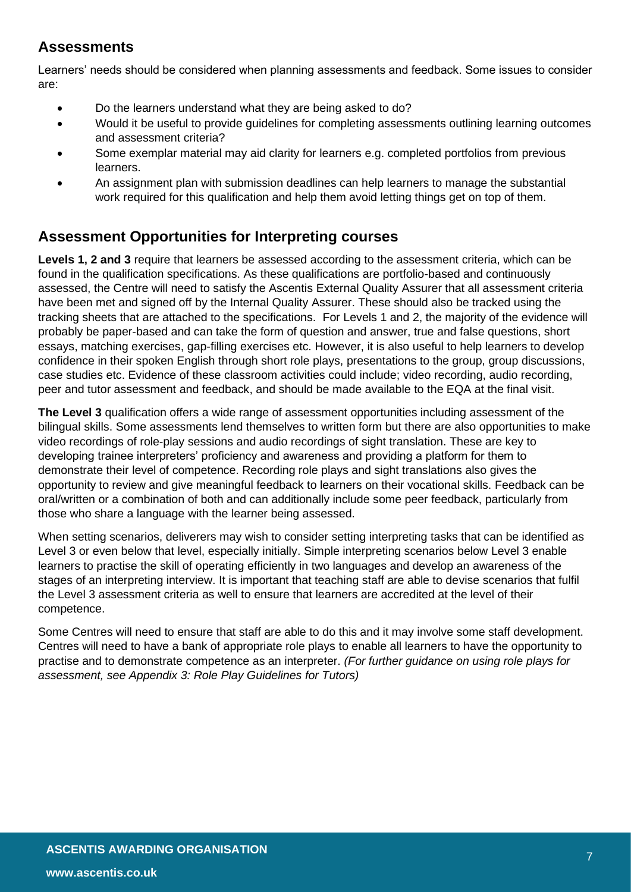## Assessments

Learners' needs should be considered when planning assessments and feedback. Some issues to consider are:

- Do the learners understand what they are being asked to do?
- Would it be useful to provide guidelines for completing assessments outlining learning outcomes and assessment criteria?
- Some exemplar material may aid clarity for learners e.g. completed portfolios from previous learners.
- An assignment plan with submission deadlines can help learners to manage the substantial work required for this qualification and help them avoid letting things get on top of them.

## Assessment Opportunities for Interpreting courses

**Levels 1, 2 and 3** require that learners be assessed according to the assessment criteria, which can be found in the qualification specifications. As these qualifications are portfolio-based and continuously assessed, the Centre will need to satisfy the Ascentis External Quality Assurer that all assessment criteria have been met and signed off by the Internal Quality Assurer. These should also be tracked using the tracking sheets that are attached to the specifications. For Levels 1 and 2, the majority of the evidence will probably be paper-based and can take the form of question and answer, true and false questions, short essays, matching exercises, gap-filling exercises etc. However, it is also useful to help learners to develop confidence in their spoken English through short role plays, presentations to the group, group discussions, case studies etc. Evidence of these classroom activities could include; video recording, audio recording, peer and tutor assessment and feedback, and should be made available to the EQA at the final visit.

**The Level 3** qualification offers a wide range of assessment opportunities including assessment of the bilingual skills. Some assessments lend themselves to written form but there are also opportunities to make video recordings of role-play sessions and audio recordings of sight translation. These are key to developing trainee interpreters' proficiency and awareness and providing a platform for them to demonstrate their level of competence. Recording role plays and sight translations also gives the opportunity to review and give meaningful feedback to learners on their vocational skills. Feedback can be oral/written or a combination of both and can additionally include some peer feedback, particularly from those who share a language with the learner being assessed.

When setting scenarios, deliverers may wish to consider setting interpreting tasks that can be identified as Level 3 or even below that level, especially initially. Simple interpreting scenarios below Level 3 enable learners to practise the skill of operating efficiently in two languages and develop an awareness of the stages of an interpreting interview. It is important that teaching staff are able to devise scenarios that fulfil the Level 3 assessment criteria as well to ensure that learners are accredited at the level of their competence.

Some Centres will need to ensure that staff are able to do this and it may involve some staff development. Centres will need to have a bank of appropriate role plays to enable all learners to have the opportunity to practise and to demonstrate competence as an interpreter. *(For further guidance on using role plays for assessment, see Appendix 3: Role Play Guidelines for Tutors)*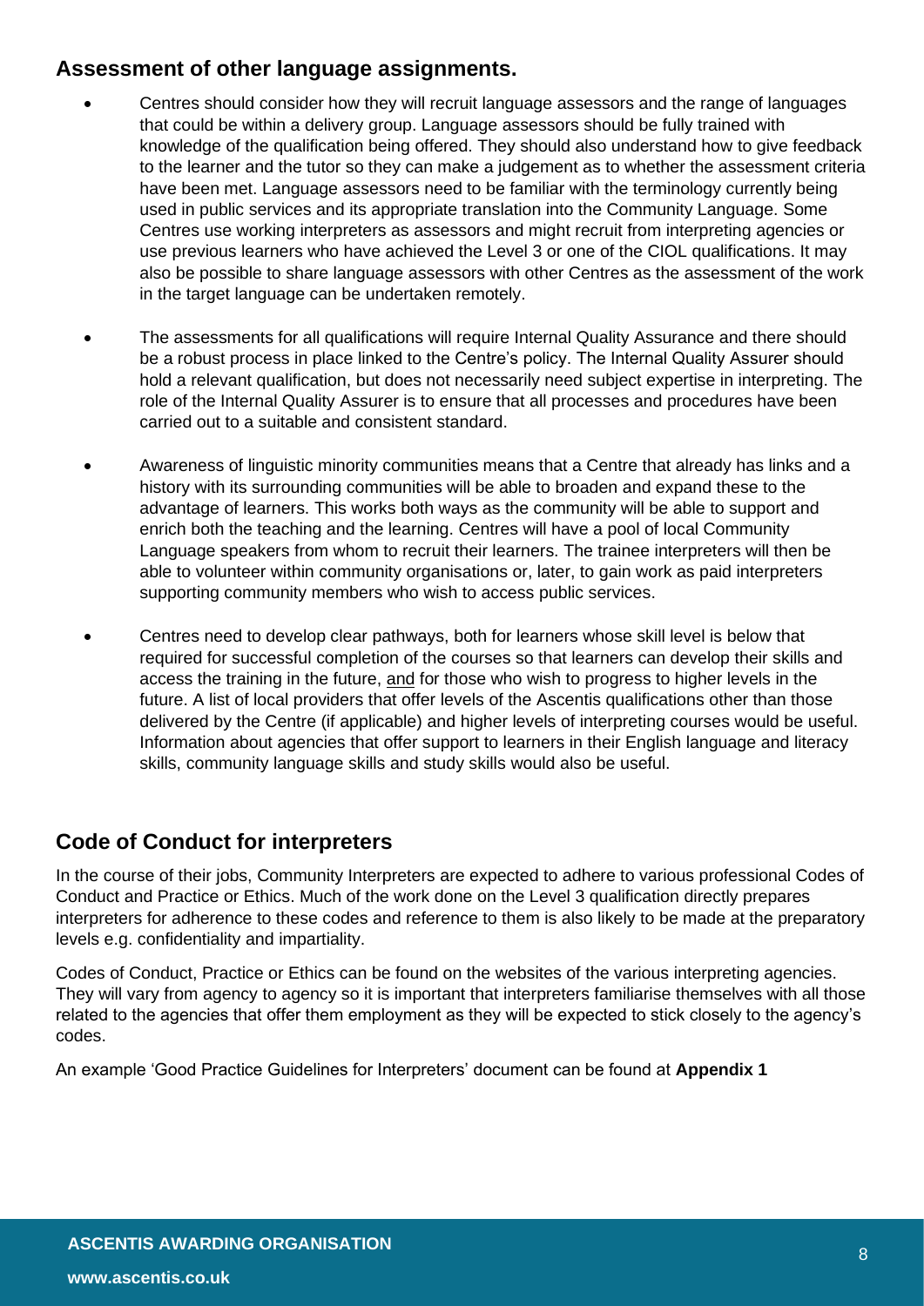## Assessment of other language assignments.

- Centres should consider how they will recruit language assessors and the range of languages that could be within a delivery group. Language assessors should be fully trained with knowledge of the qualification being offered. They should also understand how to give feedback to the learner and the tutor so they can make a judgement as to whether the assessment criteria have been met. Language assessors need to be familiar with the terminology currently being used in public services and its appropriate translation into the Community Language. Some Centres use working interpreters as assessors and might recruit from interpreting agencies or use previous learners who have achieved the Level 3 or one of the CIOL qualifications. It may also be possible to share language assessors with other Centres as the assessment of the work in the target language can be undertaken remotely.

- The assessments for all qualifications will require Internal Quality Assurance and there should be a robust process in place linked to the Centre's policy. The Internal Quality Assurer should hold a relevant qualification, but does not necessarily need subject expertise in interpreting. The role of the Internal Quality Assurer is to ensure that all processes and procedures have been carried out to a suitable and consistent standard.

- Awareness of linguistic minority communities means that a Centre that already has links and a history with its surrounding communities will be able to broaden and expand these to the advantage of learners. This works both ways as the community will be able to support and enrich both the teaching and the learning. Centres will have a pool of local Community Language speakers from whom to recruit their learners. The trainee interpreters will then be able to volunteer within community organisations or, later, to gain work as paid interpreters supporting community members who wish to access public services.

- Centres need to develop clear pathways, both for learners whose skill level is below that required for successful completion of the courses so that learners can develop their skills and access the training in the future, and for those who wish to progress to higher levels in the future. A list of local providers that offer levels of the Ascentis qualifications other than those delivered by the Centre (if applicable) and higher levels of interpreting courses would be useful. Information about agencies that offer support to learners in their English language and literacy skills, community language skills and study skills would also be useful.

## Code of Conduct for interpreters

In the course of their jobs, Community Interpreters are expected to adhere to various professional Codes of Conduct and Practice or Ethics. Much of the work done on the Level 3 qualification directly prepares interpreters for adherence to these codes and reference to them is also likely to be made at the preparatory levels e.g. confidentiality and impartiality.

Codes of Conduct, Practice or Ethics can be found on the websites of the various interpreting agencies. They will vary from agency to agency so it is important that interpreters familiarise themselves with all those related to the agencies that offer them employment as they will be expected to stick closely to the agency's codes.

An example 'Good Practice Guidelines for Interpreters' document can be found at **Appendix 1**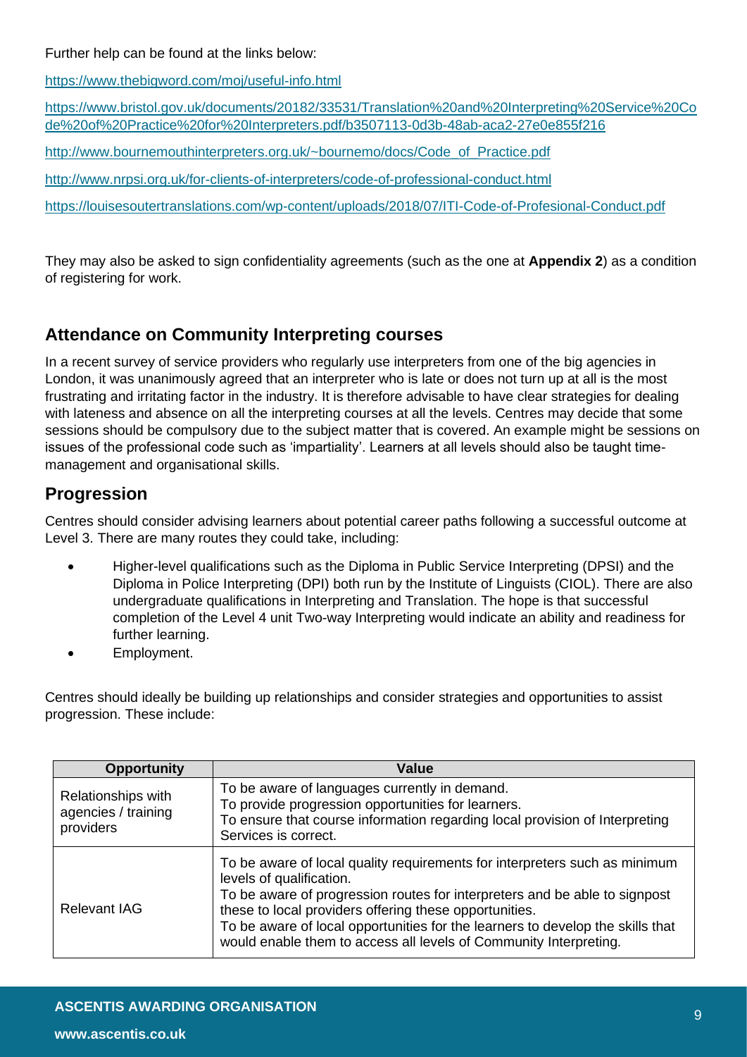Further help can be found at the links below:

https://www.thebigword.com/moj/useful-info.html

https://www.bristol.gov.uk/documents/20182/33531/Translation%20and%20Interpreting%20Service%20Code%20of%20Practice%20for%20Interpreters.pdf/b3507113-0d3b-48ab-aca2-27e0e855f216

http://www.bournemouthinterpreters.org.uk/~bournemo/docs/Code_of_Practice.pdf

http://www.nrpsi.org.uk/for-clients-of-interpreters/code-of-professional-conduct.html

https://louisesoutertranslations.com/wp-content/uploads/2018/07/ITI-Code-of-Profesional-Conduct.pdf

They may also be asked to sign confidentiality agreements (such as the one at **Appendix 2**) as a condition of registering for work.

## Attendance on Community Interpreting courses

In a recent survey of service providers who regularly use interpreters from one of the big agencies in London, it was unanimously agreed that an interpreter who is late or does not turn up at all is the most frustrating and irritating factor in the industry. It is therefore advisable to have clear strategies for dealing with lateness and absence on all the interpreting courses at all the levels. Centres may decide that some sessions should be compulsory due to the subject matter that is covered. An example might be sessions on issues of the professional code such as 'impartiality'. Learners at all levels should also be taught time-management and organisational skills.

## Progression

Centres should consider advising learners about potential career paths following a successful outcome at Level 3. There are many routes they could take, including:

- Higher-level qualifications such as the Diploma in Public Service Interpreting (DPSI) and the Diploma in Police Interpreting (DPI) both run by the Institute of Linguists (CIOL). There are also undergraduate qualifications in Interpreting and Translation. The hope is that successful completion of the Level 4 unit Two-way Interpreting would indicate an ability and readiness for further learning.
- Employment.

Centres should ideally be building up relationships and consider strategies and opportunities to assist progression. These include:

| Opportunity | Value |
|---|---|
| Relationships with agencies / training providers | To be aware of languages currently in demand.<br>To provide progression opportunities for learners.<br>To ensure that course information regarding local provision of Interpreting Services is correct. |
| Relevant IAG | To be aware of local quality requirements for interpreters such as minimum levels of qualification.<br>To be aware of progression routes for interpreters and be able to signpost these to local providers offering these opportunities.<br>To be aware of local opportunities for the learners to develop the skills that would enable them to access all levels of Community Interpreting. |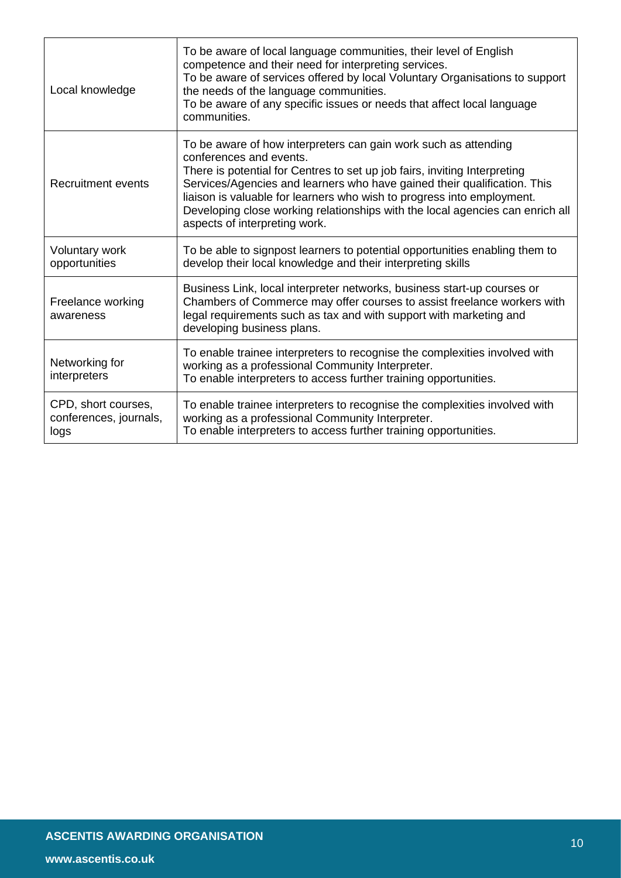| | |
|---|---|
| Local knowledge | To be aware of local language communities, their level of English competence and their need for interpreting services.<br>To be aware of services offered by local Voluntary Organisations to support the needs of the language communities.<br>To be aware of any specific issues or needs that affect local language communities. |
| Recruitment events | To be aware of how interpreters can gain work such as attending conferences and events.<br>There is potential for Centres to set up job fairs, inviting Interpreting Services/Agencies and learners who have gained their qualification. This liaison is valuable for learners who wish to progress into employment. Developing close working relationships with the local agencies can enrich all aspects of interpreting work. |
| Voluntary work opportunities | To be able to signpost learners to potential opportunities enabling them to develop their local knowledge and their interpreting skills |
| Freelance working awareness | Business Link, local interpreter networks, business start-up courses or Chambers of Commerce may offer courses to assist freelance workers with legal requirements such as tax and with support with marketing and developing business plans. |
| Networking for interpreters | To enable trainee interpreters to recognise the complexities involved with working as a professional Community Interpreter.<br>To enable interpreters to access further training opportunities. |
| CPD, short courses, conferences, journals, logs | To enable trainee interpreters to recognise the complexities involved with working as a professional Community Interpreter.<br>To enable interpreters to access further training opportunities. |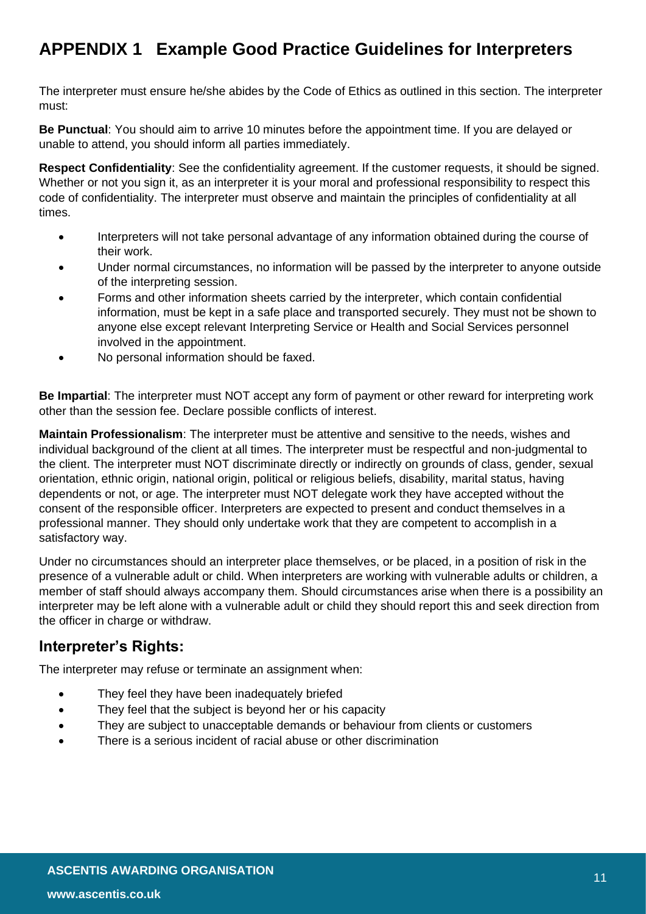# APPENDIX 1 Example Good Practice Guidelines for Interpreters

The interpreter must ensure he/she abides by the Code of Ethics as outlined in this section. The interpreter must:

**Be Punctual**: You should aim to arrive 10 minutes before the appointment time. If you are delayed or unable to attend, you should inform all parties immediately.

**Respect Confidentiality**: See the confidentiality agreement. If the customer requests, it should be signed. Whether or not you sign it, as an interpreter it is your moral and professional responsibility to respect this code of confidentiality. The interpreter must observe and maintain the principles of confidentiality at all times.

- Interpreters will not take personal advantage of any information obtained during the course of their work.
- Under normal circumstances, no information will be passed by the interpreter to anyone outside of the interpreting session.
- Forms and other information sheets carried by the interpreter, which contain confidential information, must be kept in a safe place and transported securely. They must not be shown to anyone else except relevant Interpreting Service or Health and Social Services personnel involved in the appointment.
- No personal information should be faxed.

**Be Impartial**: The interpreter must NOT accept any form of payment or other reward for interpreting work other than the session fee. Declare possible conflicts of interest.

**Maintain Professionalism**: The interpreter must be attentive and sensitive to the needs, wishes and individual background of the client at all times. The interpreter must be respectful and non-judgmental to the client. The interpreter must NOT discriminate directly or indirectly on grounds of class, gender, sexual orientation, ethnic origin, national origin, political or religious beliefs, disability, marital status, having dependents or not, or age. The interpreter must NOT delegate work they have accepted without the consent of the responsible officer. Interpreters are expected to present and conduct themselves in a professional manner. They should only undertake work that they are competent to accomplish in a satisfactory way.

Under no circumstances should an interpreter place themselves, or be placed, in a position of risk in the presence of a vulnerable adult or child. When interpreters are working with vulnerable adults or children, a member of staff should always accompany them. Should circumstances arise when there is a possibility an interpreter may be left alone with a vulnerable adult or child they should report this and seek direction from the officer in charge or withdraw.

## Interpreter's Rights:

The interpreter may refuse or terminate an assignment when:

- They feel they have been inadequately briefed
- They feel that the subject is beyond her or his capacity
- They are subject to unacceptable demands or behaviour from clients or customers
- There is a serious incident of racial abuse or other discrimination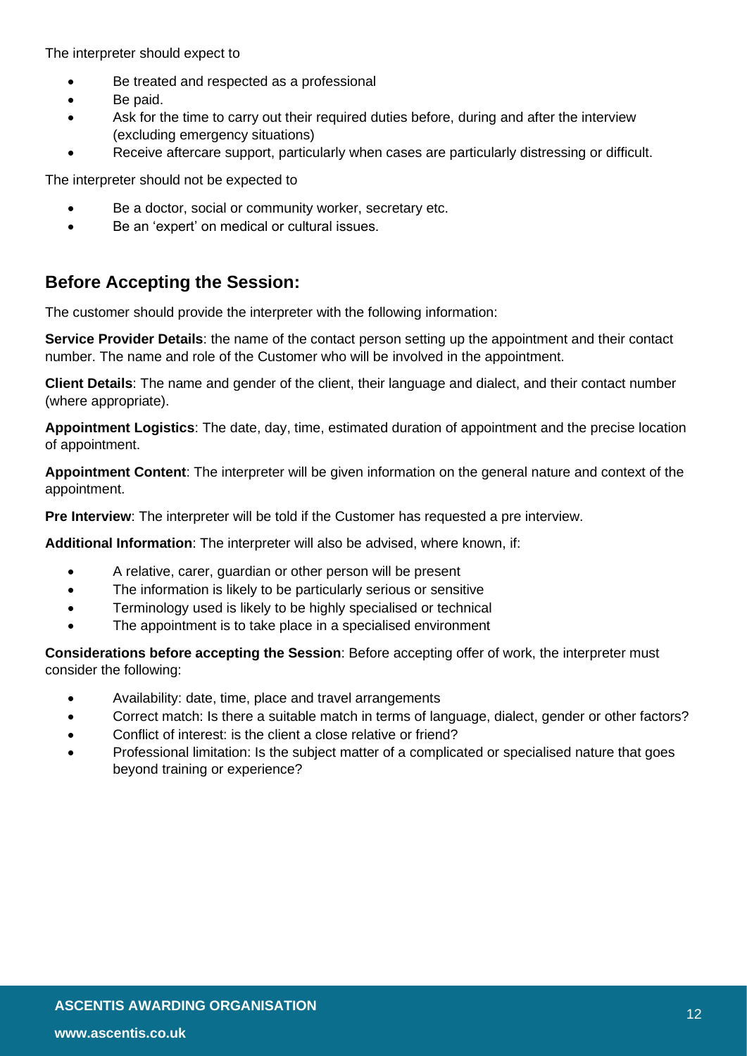The interpreter should expect to

- Be treated and respected as a professional
- Be paid.
- Ask for the time to carry out their required duties before, during and after the interview (excluding emergency situations)
- Receive aftercare support, particularly when cases are particularly distressing or difficult.

The interpreter should not be expected to

- Be a doctor, social or community worker, secretary etc.
- Be an 'expert' on medical or cultural issues.

## Before Accepting the Session:

The customer should provide the interpreter with the following information:

**Service Provider Details**: the name of the contact person setting up the appointment and their contact number. The name and role of the Customer who will be involved in the appointment.

**Client Details**: The name and gender of the client, their language and dialect, and their contact number (where appropriate).

**Appointment Logistics**: The date, day, time, estimated duration of appointment and the precise location of appointment.

**Appointment Content**: The interpreter will be given information on the general nature and context of the appointment.

**Pre Interview**: The interpreter will be told if the Customer has requested a pre interview.

**Additional Information**: The interpreter will also be advised, where known, if:

- A relative, carer, guardian or other person will be present
- The information is likely to be particularly serious or sensitive
- Terminology used is likely to be highly specialised or technical
- The appointment is to take place in a specialised environment

**Considerations before accepting the Session**: Before accepting offer of work, the interpreter must consider the following:

- Availability: date, time, place and travel arrangements
- Correct match: Is there a suitable match in terms of language, dialect, gender or other factors?
- Conflict of interest: is the client a close relative or friend?
- Professional limitation: Is the subject matter of a complicated or specialised nature that goes beyond training or experience?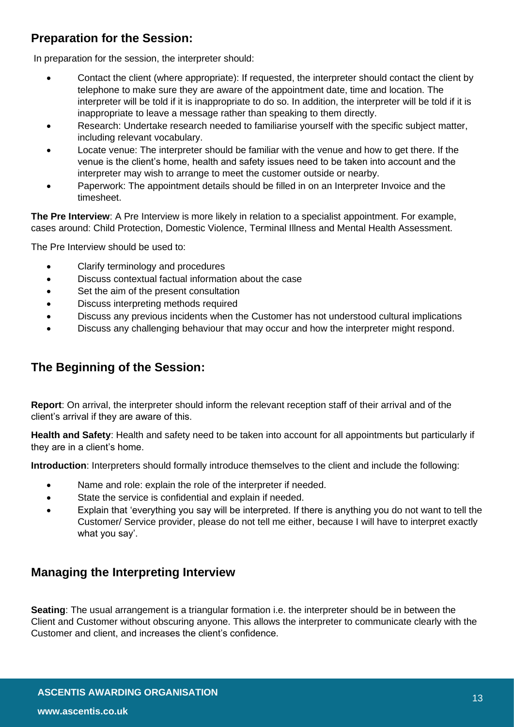## Preparation for the Session:

In preparation for the session, the interpreter should:

- Contact the client (where appropriate): If requested, the interpreter should contact the client by telephone to make sure they are aware of the appointment date, time and location. The interpreter will be told if it is inappropriate to do so. In addition, the interpreter will be told if it is inappropriate to leave a message rather than speaking to them directly.
- Research: Undertake research needed to familiarise yourself with the specific subject matter, including relevant vocabulary.
- Locate venue: The interpreter should be familiar with the venue and how to get there. If the venue is the client's home, health and safety issues need to be taken into account and the interpreter may wish to arrange to meet the customer outside or nearby.
- Paperwork: The appointment details should be filled in on an Interpreter Invoice and the timesheet.

**The Pre Interview**: A Pre Interview is more likely in relation to a specialist appointment. For example, cases around: Child Protection, Domestic Violence, Terminal Illness and Mental Health Assessment.

The Pre Interview should be used to:

- Clarify terminology and procedures
- Discuss contextual factual information about the case
- Set the aim of the present consultation
- Discuss interpreting methods required
- Discuss any previous incidents when the Customer has not understood cultural implications
- Discuss any challenging behaviour that may occur and how the interpreter might respond.

## The Beginning of the Session:

**Report**: On arrival, the interpreter should inform the relevant reception staff of their arrival and of the client's arrival if they are aware of this.

**Health and Safety**: Health and safety need to be taken into account for all appointments but particularly if they are in a client's home.

**Introduction**: Interpreters should formally introduce themselves to the client and include the following:

- Name and role: explain the role of the interpreter if needed.
- State the service is confidential and explain if needed.
- Explain that 'everything you say will be interpreted. If there is anything you do not want to tell the Customer/ Service provider, please do not tell me either, because I will have to interpret exactly what you say'.

## Managing the Interpreting Interview

**Seating**: The usual arrangement is a triangular formation i.e. the interpreter should be in between the Client and Customer without obscuring anyone. This allows the interpreter to communicate clearly with the Customer and client, and increases the client's confidence.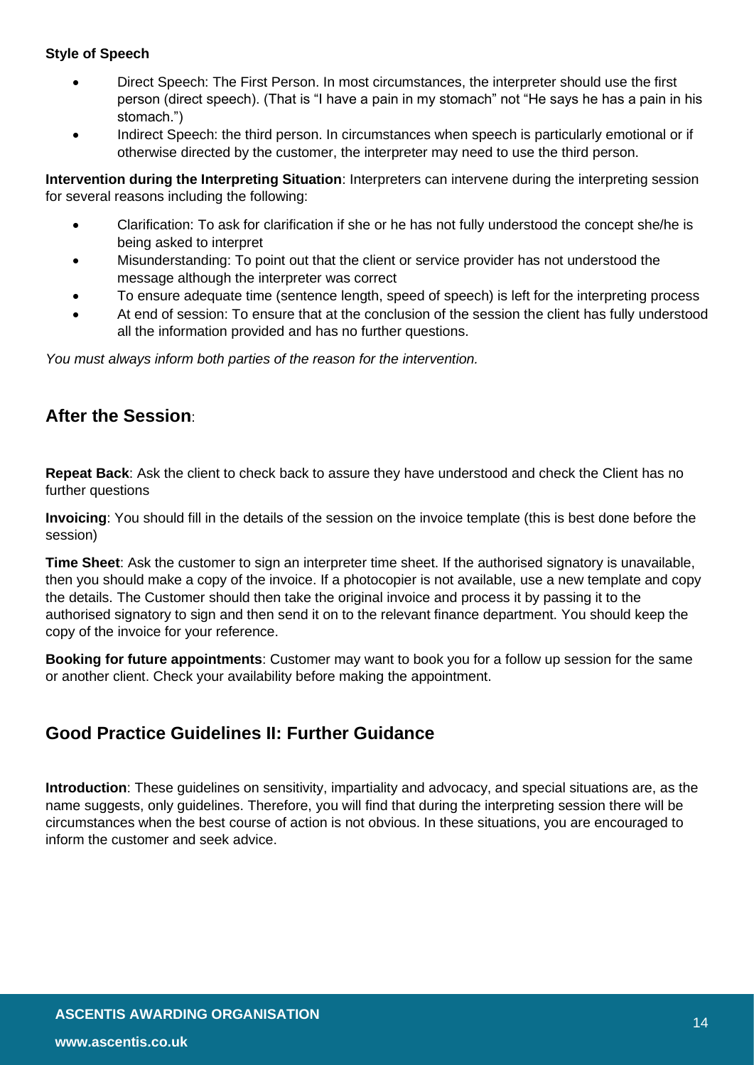**Style of Speech**

- Direct Speech: The First Person. In most circumstances, the interpreter should use the first person (direct speech). (That is "I have a pain in my stomach" not "He says he has a pain in his stomach.")
- Indirect Speech: the third person. In circumstances when speech is particularly emotional or if otherwise directed by the customer, the interpreter may need to use the third person.

**Intervention during the Interpreting Situation**: Interpreters can intervene during the interpreting session for several reasons including the following:

- Clarification: To ask for clarification if she or he has not fully understood the concept she/he is being asked to interpret
- Misunderstanding: To point out that the client or service provider has not understood the message although the interpreter was correct
- To ensure adequate time (sentence length, speed of speech) is left for the interpreting process
- At end of session: To ensure that at the conclusion of the session the client has fully understood all the information provided and has no further questions.

*You must always inform both parties of the reason for the intervention.*

## After the Session:

**Repeat Back**: Ask the client to check back to assure they have understood and check the Client has no further questions

**Invoicing**: You should fill in the details of the session on the invoice template (this is best done before the session)

**Time Sheet**: Ask the customer to sign an interpreter time sheet. If the authorised signatory is unavailable, then you should make a copy of the invoice. If a photocopier is not available, use a new template and copy the details. The Customer should then take the original invoice and process it by passing it to the authorised signatory to sign and then send it on to the relevant finance department. You should keep the copy of the invoice for your reference.

**Booking for future appointments**: Customer may want to book you for a follow up session for the same or another client. Check your availability before making the appointment.

## Good Practice Guidelines II: Further Guidance

**Introduction**: These guidelines on sensitivity, impartiality and advocacy, and special situations are, as the name suggests, only guidelines. Therefore, you will find that during the interpreting session there will be circumstances when the best course of action is not obvious. In these situations, you are encouraged to inform the customer and seek advice.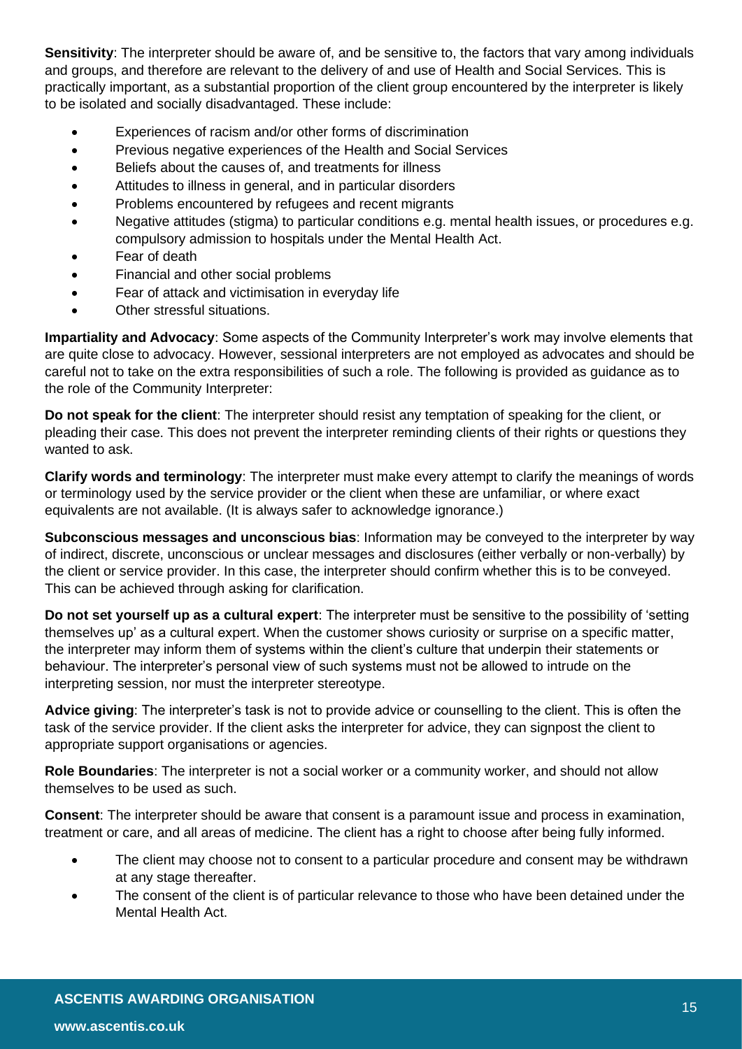**Sensitivity**: The interpreter should be aware of, and be sensitive to, the factors that vary among individuals and groups, and therefore are relevant to the delivery of and use of Health and Social Services. This is practically important, as a substantial proportion of the client group encountered by the interpreter is likely to be isolated and socially disadvantaged. These include:

- Experiences of racism and/or other forms of discrimination
- Previous negative experiences of the Health and Social Services
- Beliefs about the causes of, and treatments for illness
- Attitudes to illness in general, and in particular disorders
- Problems encountered by refugees and recent migrants
- Negative attitudes (stigma) to particular conditions e.g. mental health issues, or procedures e.g. compulsory admission to hospitals under the Mental Health Act.
- Fear of death
- Financial and other social problems
- Fear of attack and victimisation in everyday life
- Other stressful situations.

**Impartiality and Advocacy**: Some aspects of the Community Interpreter's work may involve elements that are quite close to advocacy. However, sessional interpreters are not employed as advocates and should be careful not to take on the extra responsibilities of such a role. The following is provided as guidance as to the role of the Community Interpreter:

**Do not speak for the client**: The interpreter should resist any temptation of speaking for the client, or pleading their case. This does not prevent the interpreter reminding clients of their rights or questions they wanted to ask.

**Clarify words and terminology**: The interpreter must make every attempt to clarify the meanings of words or terminology used by the service provider or the client when these are unfamiliar, or where exact equivalents are not available. (It is always safer to acknowledge ignorance.)

**Subconscious messages and unconscious bias**: Information may be conveyed to the interpreter by way of indirect, discrete, unconscious or unclear messages and disclosures (either verbally or non-verbally) by the client or service provider. In this case, the interpreter should confirm whether this is to be conveyed. This can be achieved through asking for clarification.

**Do not set yourself up as a cultural expert**: The interpreter must be sensitive to the possibility of 'setting themselves up' as a cultural expert. When the customer shows curiosity or surprise on a specific matter, the interpreter may inform them of systems within the client's culture that underpin their statements or behaviour. The interpreter's personal view of such systems must not be allowed to intrude on the interpreting session, nor must the interpreter stereotype.

**Advice giving**: The interpreter's task is not to provide advice or counselling to the client. This is often the task of the service provider. If the client asks the interpreter for advice, they can signpost the client to appropriate support organisations or agencies.

**Role Boundaries**: The interpreter is not a social worker or a community worker, and should not allow themselves to be used as such.

**Consent**: The interpreter should be aware that consent is a paramount issue and process in examination, treatment or care, and all areas of medicine. The client has a right to choose after being fully informed.

- The client may choose not to consent to a particular procedure and consent may be withdrawn at any stage thereafter.
- The consent of the client is of particular relevance to those who have been detained under the Mental Health Act.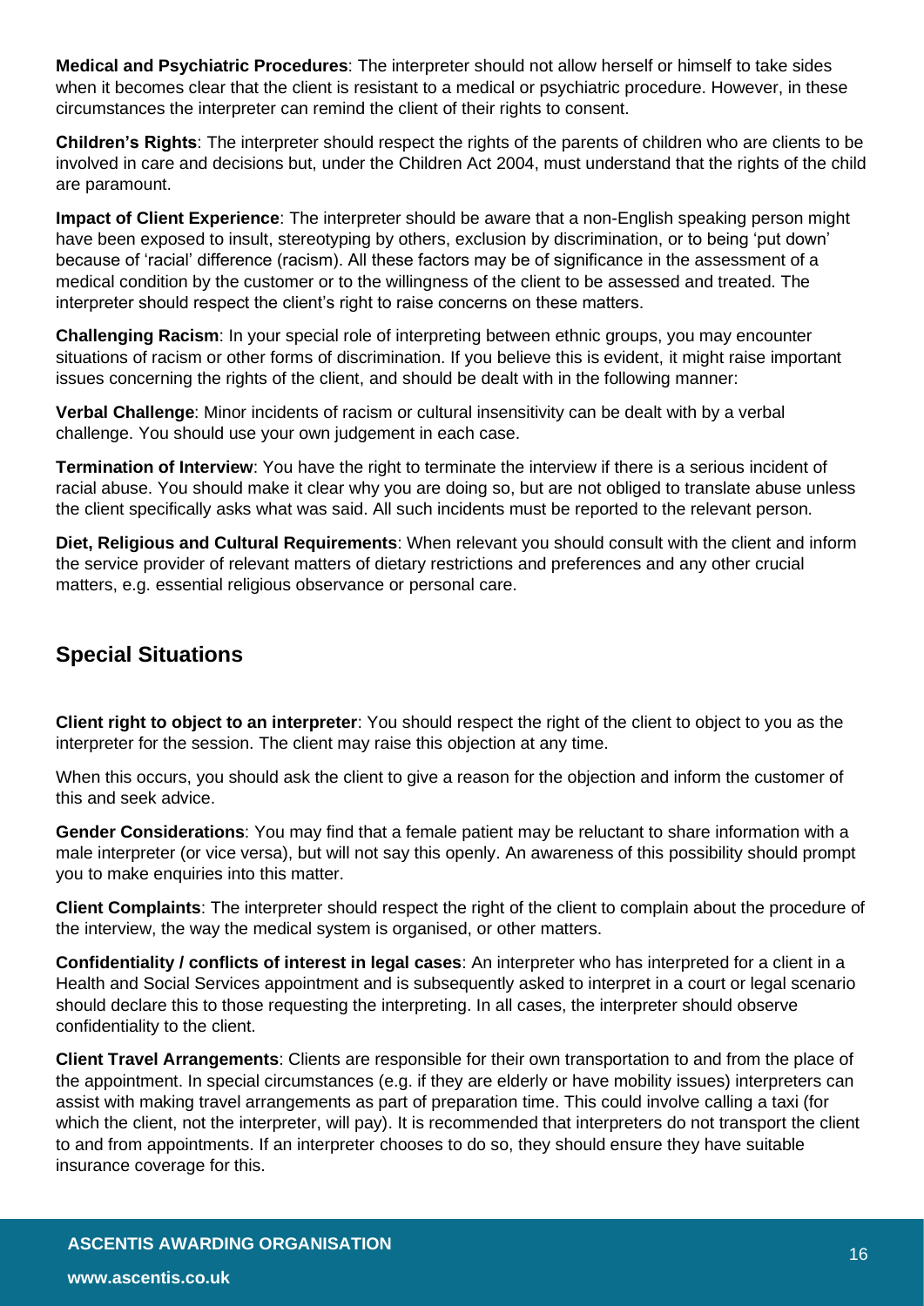**Medical and Psychiatric Procedures**: The interpreter should not allow herself or himself to take sides when it becomes clear that the client is resistant to a medical or psychiatric procedure. However, in these circumstances the interpreter can remind the client of their rights to consent.

**Children's Rights**: The interpreter should respect the rights of the parents of children who are clients to be involved in care and decisions but, under the Children Act 2004, must understand that the rights of the child are paramount.

**Impact of Client Experience**: The interpreter should be aware that a non-English speaking person might have been exposed to insult, stereotyping by others, exclusion by discrimination, or to being 'put down' because of 'racial' difference (racism). All these factors may be of significance in the assessment of a medical condition by the customer or to the willingness of the client to be assessed and treated. The interpreter should respect the client's right to raise concerns on these matters.

**Challenging Racism**: In your special role of interpreting between ethnic groups, you may encounter situations of racism or other forms of discrimination. If you believe this is evident, it might raise important issues concerning the rights of the client, and should be dealt with in the following manner:

**Verbal Challenge**: Minor incidents of racism or cultural insensitivity can be dealt with by a verbal challenge. You should use your own judgement in each case.

**Termination of Interview**: You have the right to terminate the interview if there is a serious incident of racial abuse. You should make it clear why you are doing so, but are not obliged to translate abuse unless the client specifically asks what was said. All such incidents must be reported to the relevant person.

**Diet, Religious and Cultural Requirements**: When relevant you should consult with the client and inform the service provider of relevant matters of dietary restrictions and preferences and any other crucial matters, e.g. essential religious observance or personal care.

## Special Situations

**Client right to object to an interpreter**: You should respect the right of the client to object to you as the interpreter for the session. The client may raise this objection at any time.

When this occurs, you should ask the client to give a reason for the objection and inform the customer of this and seek advice.

**Gender Considerations**: You may find that a female patient may be reluctant to share information with a male interpreter (or vice versa), but will not say this openly. An awareness of this possibility should prompt you to make enquiries into this matter.

**Client Complaints**: The interpreter should respect the right of the client to complain about the procedure of the interview, the way the medical system is organised, or other matters.

**Confidentiality / conflicts of interest in legal cases**: An interpreter who has interpreted for a client in a Health and Social Services appointment and is subsequently asked to interpret in a court or legal scenario should declare this to those requesting the interpreting. In all cases, the interpreter should observe confidentiality to the client.

**Client Travel Arrangements**: Clients are responsible for their own transportation to and from the place of the appointment. In special circumstances (e.g. if they are elderly or have mobility issues) interpreters can assist with making travel arrangements as part of preparation time. This could involve calling a taxi (for which the client, not the interpreter, will pay). It is recommended that interpreters do not transport the client to and from appointments. If an interpreter chooses to do so, they should ensure they have suitable insurance coverage for this.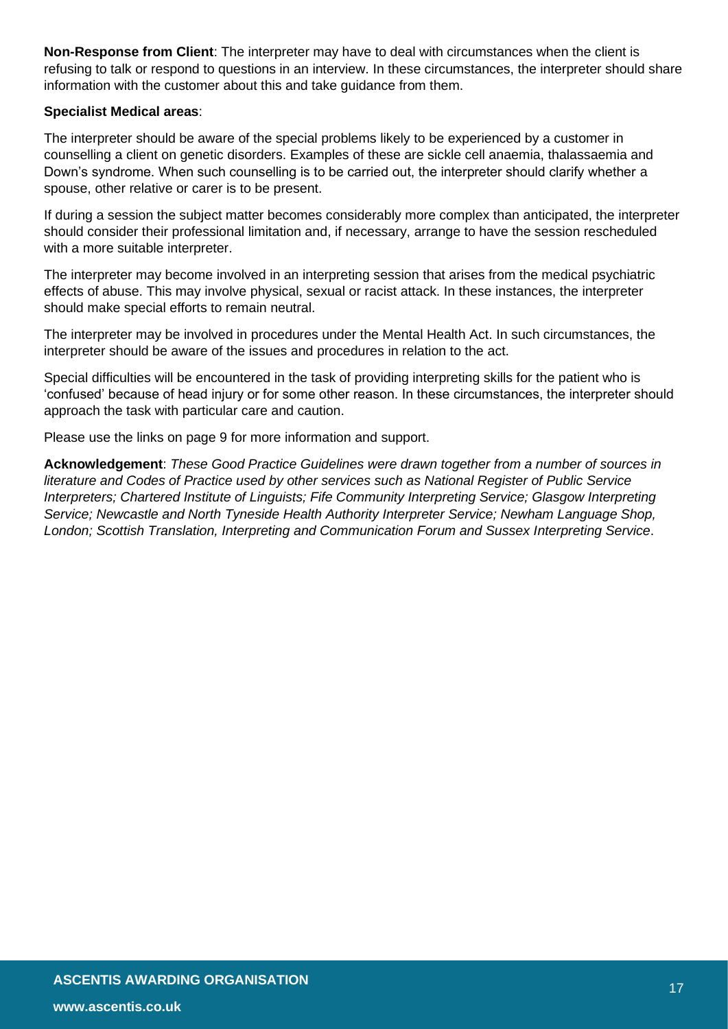**Non-Response from Client**: The interpreter may have to deal with circumstances when the client is refusing to talk or respond to questions in an interview. In these circumstances, the interpreter should share information with the customer about this and take guidance from them.

**Specialist Medical areas**:

The interpreter should be aware of the special problems likely to be experienced by a customer in counselling a client on genetic disorders. Examples of these are sickle cell anaemia, thalassaemia and Down's syndrome. When such counselling is to be carried out, the interpreter should clarify whether a spouse, other relative or carer is to be present.

If during a session the subject matter becomes considerably more complex than anticipated, the interpreter should consider their professional limitation and, if necessary, arrange to have the session rescheduled with a more suitable interpreter.

The interpreter may become involved in an interpreting session that arises from the medical psychiatric effects of abuse. This may involve physical, sexual or racist attack. In these instances, the interpreter should make special efforts to remain neutral.

The interpreter may be involved in procedures under the Mental Health Act. In such circumstances, the interpreter should be aware of the issues and procedures in relation to the act.

Special difficulties will be encountered in the task of providing interpreting skills for the patient who is 'confused' because of head injury or for some other reason. In these circumstances, the interpreter should approach the task with particular care and caution.

Please use the links on page 9 for more information and support.

**Acknowledgement**: *These Good Practice Guidelines were drawn together from a number of sources in literature and Codes of Practice used by other services such as National Register of Public Service Interpreters; Chartered Institute of Linguists; Fife Community Interpreting Service; Glasgow Interpreting Service; Newcastle and North Tyneside Health Authority Interpreter Service; Newham Language Shop, London; Scottish Translation, Interpreting and Communication Forum and Sussex Interpreting Service*.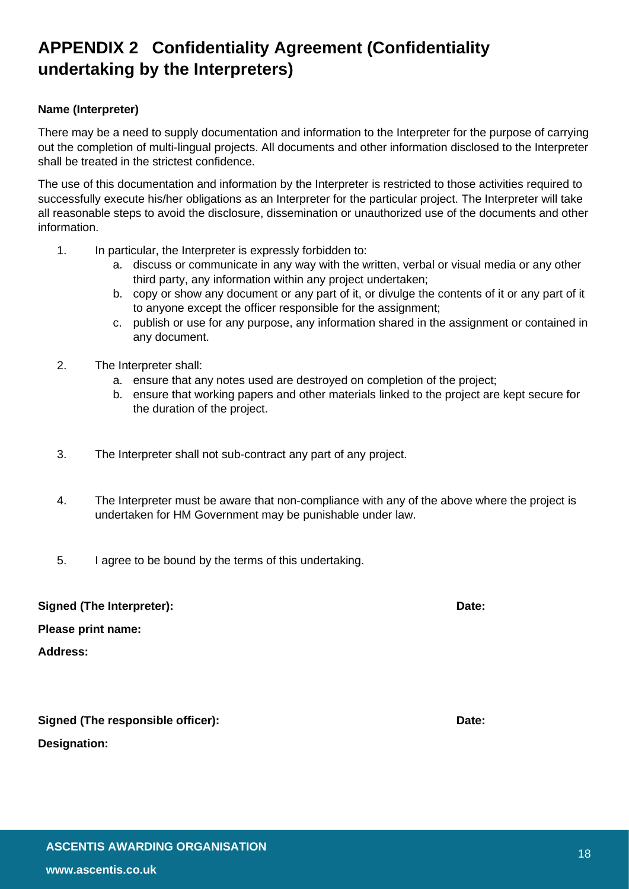# APPENDIX 2 Confidentiality Agreement (Confidentiality undertaking by the Interpreters)

**Name (Interpreter)**

There may be a need to supply documentation and information to the Interpreter for the purpose of carrying out the completion of multi-lingual projects. All documents and other information disclosed to the Interpreter shall be treated in the strictest confidence.

The use of this documentation and information by the Interpreter is restricted to those activities required to successfully execute his/her obligations as an Interpreter for the particular project. The Interpreter will take all reasonable steps to avoid the disclosure, dissemination or unauthorized use of the documents and other information.

1. In particular, the Interpreter is expressly forbidden to:
   a. discuss or communicate in any way with the written, verbal or visual media or any other third party, any information within any project undertaken;
   b. copy or show any document or any part of it, or divulge the contents of it or any part of it to anyone except the officer responsible for the assignment;
   c. publish or use for any purpose, any information shared in the assignment or contained in any document.

2. The Interpreter shall:
   a. ensure that any notes used are destroyed on completion of the project;
   b. ensure that working papers and other materials linked to the project are kept secure for the duration of the project.

3. The Interpreter shall not sub-contract any part of any project.

4. The Interpreter must be aware that non-compliance with any of the above where the project is undertaken for HM Government may be punishable under law.

5. I agree to be bound by the terms of this undertaking.

**Signed (The Interpreter):** **Date:**

**Please print name:**

**Address:**

**Signed (The responsible officer):** **Date:**

**Designation:**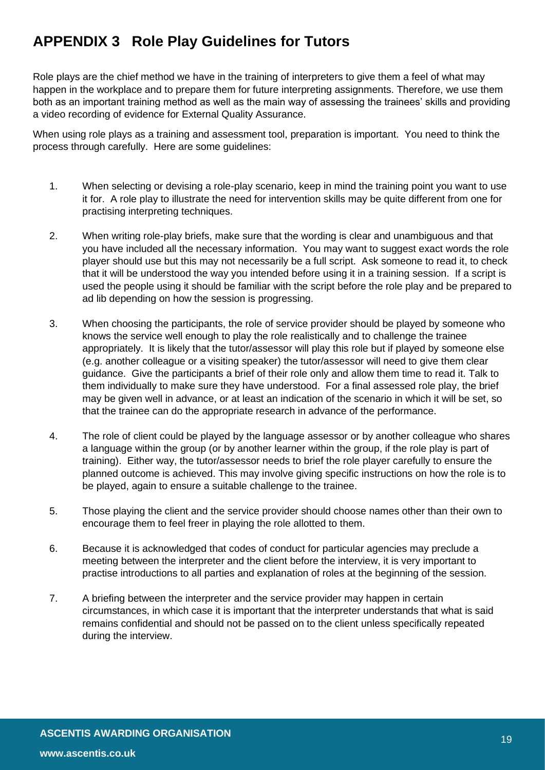# APPENDIX 3 Role Play Guidelines for Tutors

Role plays are the chief method we have in the training of interpreters to give them a feel of what may happen in the workplace and to prepare them for future interpreting assignments. Therefore, we use them both as an important training method as well as the main way of assessing the trainees' skills and providing a video recording of evidence for External Quality Assurance.

When using role plays as a training and assessment tool, preparation is important. You need to think the process through carefully. Here are some guidelines:

1. When selecting or devising a role-play scenario, keep in mind the training point you want to use it for. A role play to illustrate the need for intervention skills may be quite different from one for practising interpreting techniques.

2. When writing role-play briefs, make sure that the wording is clear and unambiguous and that you have included all the necessary information. You may want to suggest exact words the role player should use but this may not necessarily be a full script. Ask someone to read it, to check that it will be understood the way you intended before using it in a training session. If a script is used the people using it should be familiar with the script before the role play and be prepared to ad lib depending on how the session is progressing.

3. When choosing the participants, the role of service provider should be played by someone who knows the service well enough to play the role realistically and to challenge the trainee appropriately. It is likely that the tutor/assessor will play this role but if played by someone else (e.g. another colleague or a visiting speaker) the tutor/assessor will need to give them clear guidance. Give the participants a brief of their role only and allow them time to read it. Talk to them individually to make sure they have understood. For a final assessed role play, the brief may be given well in advance, or at least an indication of the scenario in which it will be set, so that the trainee can do the appropriate research in advance of the performance.

4. The role of client could be played by the language assessor or by another colleague who shares a language within the group (or by another learner within the group, if the role play is part of training). Either way, the tutor/assessor needs to brief the role player carefully to ensure the planned outcome is achieved. This may involve giving specific instructions on how the role is to be played, again to ensure a suitable challenge to the trainee.

5. Those playing the client and the service provider should choose names other than their own to encourage them to feel freer in playing the role allotted to them.

6. Because it is acknowledged that codes of conduct for particular agencies may preclude a meeting between the interpreter and the client before the interview, it is very important to practise introductions to all parties and explanation of roles at the beginning of the session.

7. A briefing between the interpreter and the service provider may happen in certain circumstances, in which case it is important that the interpreter understands that what is said remains confidential and should not be passed on to the client unless specifically repeated during the interview.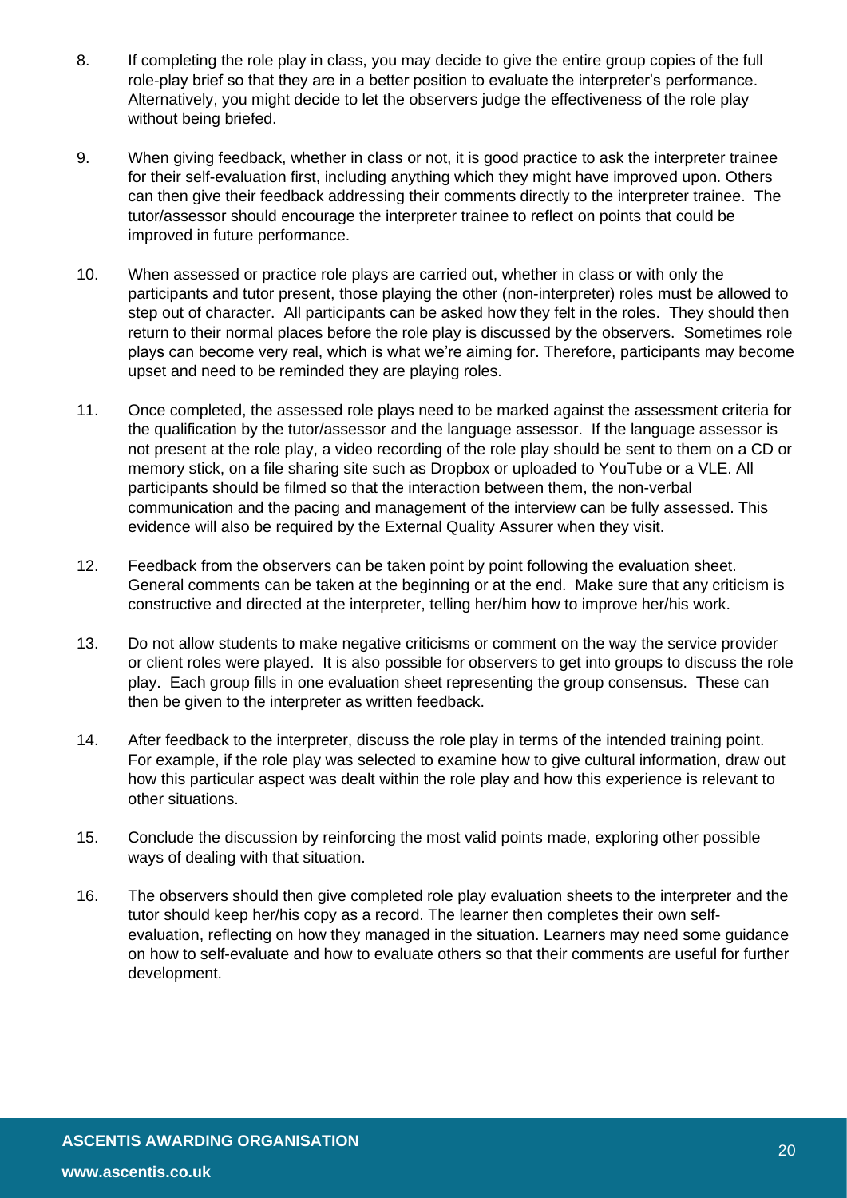8. If completing the role play in class, you may decide to give the entire group copies of the full role-play brief so that they are in a better position to evaluate the interpreter's performance. Alternatively, you might decide to let the observers judge the effectiveness of the role play without being briefed.

9. When giving feedback, whether in class or not, it is good practice to ask the interpreter trainee for their self-evaluation first, including anything which they might have improved upon. Others can then give their feedback addressing their comments directly to the interpreter trainee. The tutor/assessor should encourage the interpreter trainee to reflect on points that could be improved in future performance.

10. When assessed or practice role plays are carried out, whether in class or with only the participants and tutor present, those playing the other (non-interpreter) roles must be allowed to step out of character. All participants can be asked how they felt in the roles. They should then return to their normal places before the role play is discussed by the observers. Sometimes role plays can become very real, which is what we're aiming for. Therefore, participants may become upset and need to be reminded they are playing roles.

11. Once completed, the assessed role plays need to be marked against the assessment criteria for the qualification by the tutor/assessor and the language assessor. If the language assessor is not present at the role play, a video recording of the role play should be sent to them on a CD or memory stick, on a file sharing site such as Dropbox or uploaded to YouTube or a VLE. All participants should be filmed so that the interaction between them, the non-verbal communication and the pacing and management of the interview can be fully assessed. This evidence will also be required by the External Quality Assurer when they visit.

12. Feedback from the observers can be taken point by point following the evaluation sheet. General comments can be taken at the beginning or at the end. Make sure that any criticism is constructive and directed at the interpreter, telling her/him how to improve her/his work.

13. Do not allow students to make negative criticisms or comment on the way the service provider or client roles were played. It is also possible for observers to get into groups to discuss the role play. Each group fills in one evaluation sheet representing the group consensus. These can then be given to the interpreter as written feedback.

14. After feedback to the interpreter, discuss the role play in terms of the intended training point. For example, if the role play was selected to examine how to give cultural information, draw out how this particular aspect was dealt within the role play and how this experience is relevant to other situations.

15. Conclude the discussion by reinforcing the most valid points made, exploring other possible ways of dealing with that situation.

16. The observers should then give completed role play evaluation sheets to the interpreter and the tutor should keep her/his copy as a record. The learner then completes their own self-evaluation, reflecting on how they managed in the situation. Learners may need some guidance on how to self-evaluate and how to evaluate others so that their comments are useful for further development.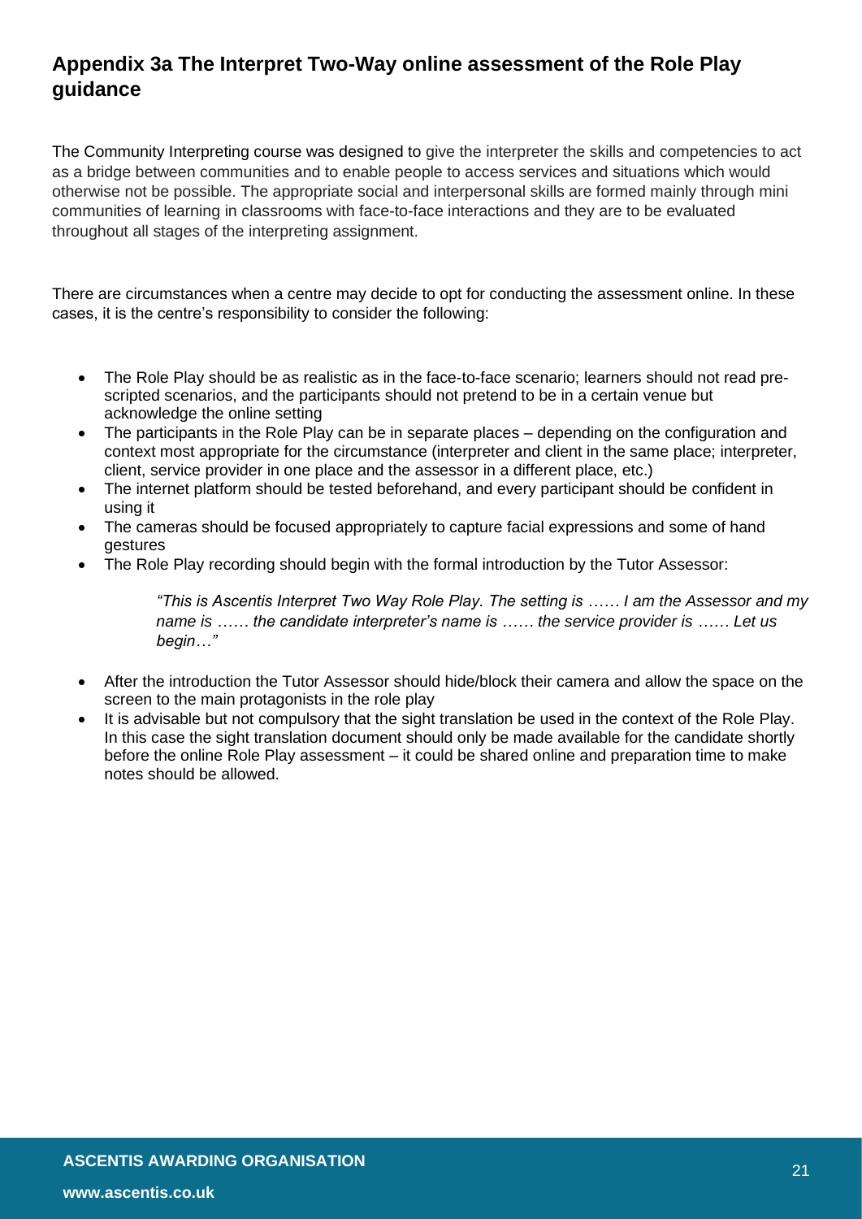## Appendix 3a The Interpret Two-Way online assessment of the Role Play guidance

The Community Interpreting course was designed to give the interpreter the skills and competencies to act as a bridge between communities and to enable people to access services and situations which would otherwise not be possible. The appropriate social and interpersonal skills are formed mainly through mini communities of learning in classrooms with face-to-face interactions and they are to be evaluated throughout all stages of the interpreting assignment.

There are circumstances when a centre may decide to opt for conducting the assessment online. In these cases, it is the centre's responsibility to consider the following:

- The Role Play should be as realistic as in the face-to-face scenario; learners should not read pre-scripted scenarios, and the participants should not pretend to be in a certain venue but acknowledge the online setting
- The participants in the Role Play can be in separate places – depending on the configuration and context most appropriate for the circumstance (interpreter and client in the same place; interpreter, client, service provider in one place and the assessor in a different place, etc.)
- The internet platform should be tested beforehand, and every participant should be confident in using it
- The cameras should be focused appropriately to capture facial expressions and some of hand gestures
- The Role Play recording should begin with the formal introduction by the Tutor Assessor:

  *"This is Ascentis Interpret Two Way Role Play. The setting is …… I am the Assessor and my name is …… the candidate interpreter's name is …… the service provider is …… Let us begin…"*

- After the introduction the Tutor Assessor should hide/block their camera and allow the space on the screen to the main protagonists in the role play
- It is advisable but not compulsory that the sight translation be used in the context of the Role Play. In this case the sight translation document should only be made available for the candidate shortly before the online Role Play assessment – it could be shared online and preparation time to make notes should be allowed.